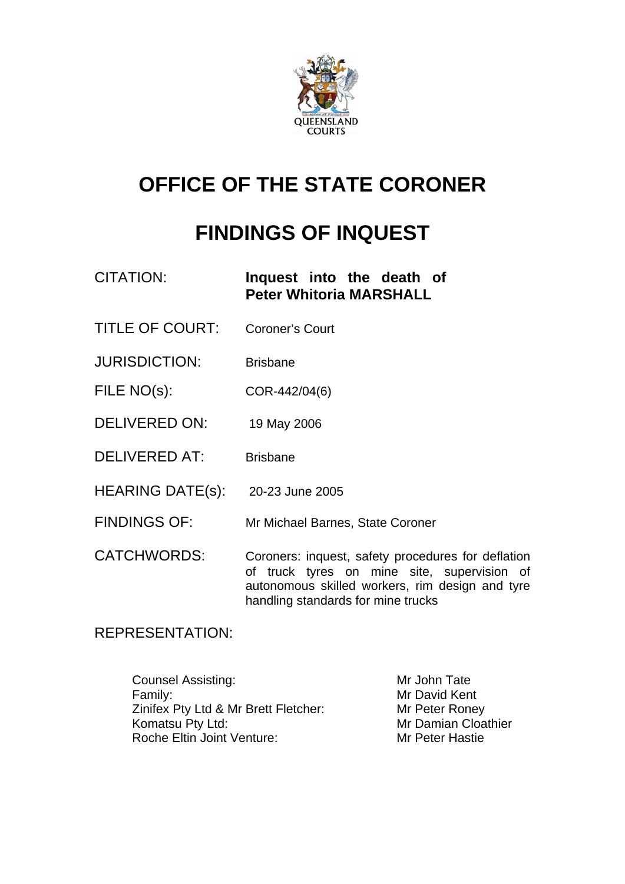QUEENSLAND COURTS

# OFFICE OF THE STATE CORONER

# FINDINGS OF INQUEST

| | |
|---|---|
| CITATION: | **Inquest into the death of Peter Whitoria MARSHALL** |
| TITLE OF COURT: | Coroner's Court |
| JURISDICTION: | Brisbane |
| FILE NO(s): | COR-442/04(6) |
| DELIVERED ON: | 19 May 2006 |
| DELIVERED AT: | Brisbane |
| HEARING DATE(s): | 20-23 June 2005 |
| FINDINGS OF: | Mr Michael Barnes, State Coroner |
| CATCHWORDS: | Coroners: inquest, safety procedures for deflation of truck tyres on mine site, supervision of autonomous skilled workers, rim design and tyre handling standards for mine trucks |

REPRESENTATION:

| | |
|---|---|
| Counsel Assisting: | Mr John Tate |
| Family: | Mr David Kent |
| Zinifex Pty Ltd & Mr Brett Fletcher: | Mr Peter Roney |
| Komatsu Pty Ltd: | Mr Damian Cloathier |
| Roche Eltin Joint Venture: | Mr Peter Hastie |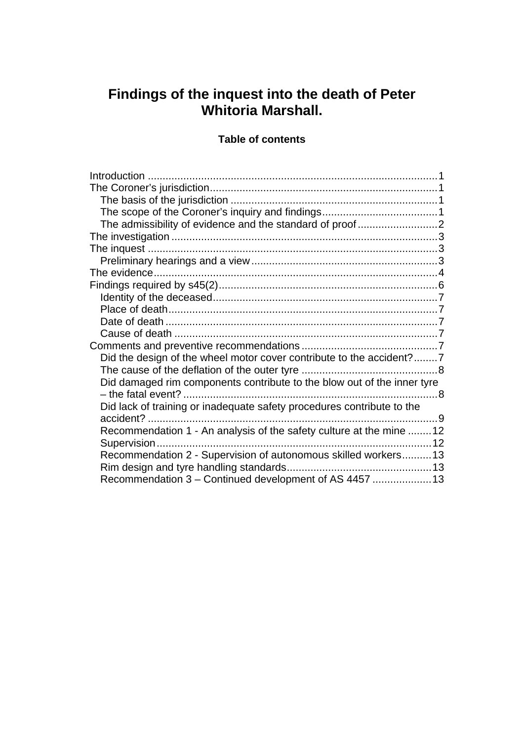# Findings of the inquest into the death of Peter Whitoria Marshall.

## Table of contents

- Introduction ..... 1
- The Coroner's jurisdiction ..... 1
  - The basis of the jurisdiction ..... 1
  - The scope of the Coroner's inquiry and findings ..... 1
  - The admissibility of evidence and the standard of proof ..... 2
- The investigation ..... 3
- The inquest ..... 3
  - Preliminary hearings and a view ..... 3
- The evidence ..... 4
- Findings required by s45(2) ..... 6
  - Identity of the deceased ..... 7
  - Place of death ..... 7
  - Date of death ..... 7
  - Cause of death ..... 7
- Comments and preventive recommendations ..... 7
  - Did the design of the wheel motor cover contribute to the accident? ..... 7
  - The cause of the deflation of the outer tyre ..... 8
  - Did damaged rim components contribute to the blow out of the inner tyre – the fatal event? ..... 8
  - Did lack of training or inadequate safety procedures contribute to the accident? ..... 9
  - Recommendation 1 - An analysis of the safety culture at the mine ..... 12
  - Supervision ..... 12
  - Recommendation 2 - Supervision of autonomous skilled workers ..... 13
  - Rim design and tyre handling standards ..... 13
  - Recommendation 3 – Continued development of AS 4457 ..... 13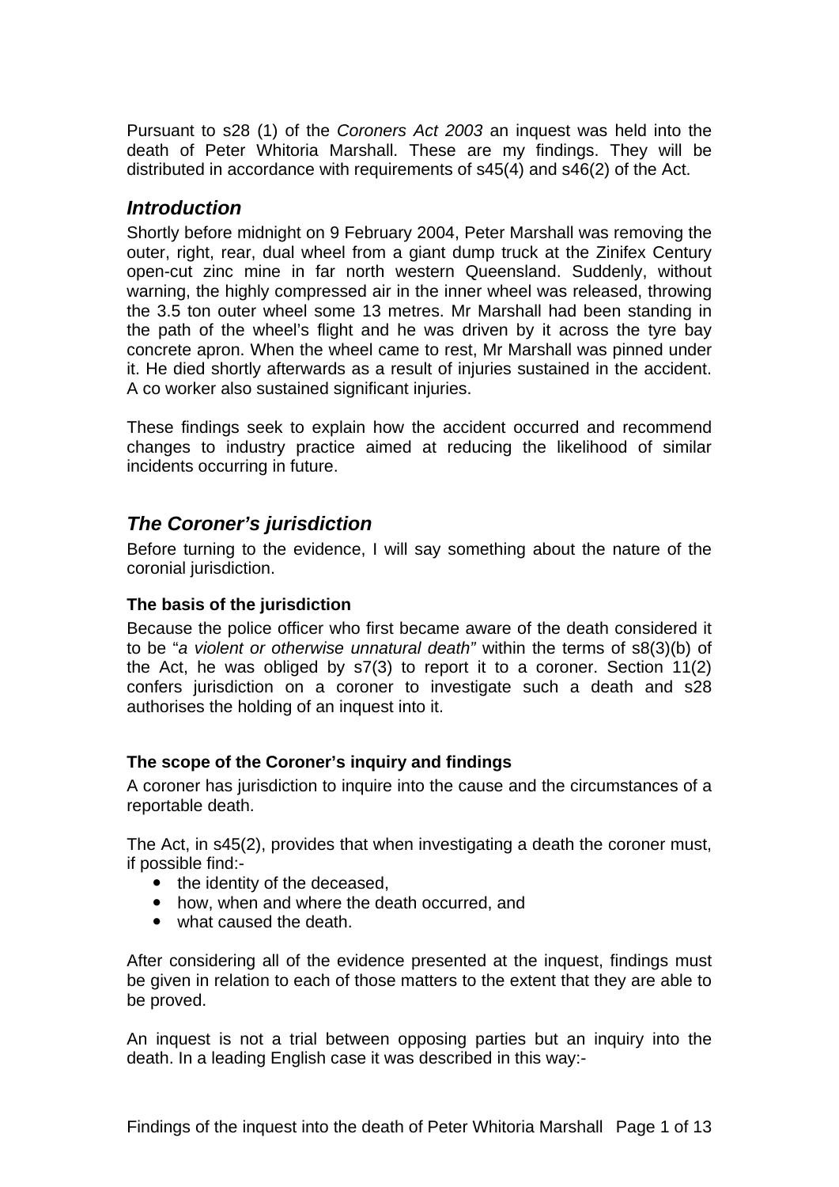Pursuant to s28 (1) of the *Coroners Act 2003* an inquest was held into the death of Peter Whitoria Marshall. These are my findings. They will be distributed in accordance with requirements of s45(4) and s46(2) of the Act.

## *Introduction*

Shortly before midnight on 9 February 2004, Peter Marshall was removing the outer, right, rear, dual wheel from a giant dump truck at the Zinifex Century open-cut zinc mine in far north western Queensland. Suddenly, without warning, the highly compressed air in the inner wheel was released, throwing the 3.5 ton outer wheel some 13 metres. Mr Marshall had been standing in the path of the wheel's flight and he was driven by it across the tyre bay concrete apron. When the wheel came to rest, Mr Marshall was pinned under it. He died shortly afterwards as a result of injuries sustained in the accident. A co worker also sustained significant injuries.

These findings seek to explain how the accident occurred and recommend changes to industry practice aimed at reducing the likelihood of similar incidents occurring in future.

## *The Coroner's jurisdiction*

Before turning to the evidence, I will say something about the nature of the coronial jurisdiction.

### The basis of the jurisdiction

Because the police officer who first became aware of the death considered it to be "*a violent or otherwise unnatural death"* within the terms of s8(3)(b) of the Act, he was obliged by s7(3) to report it to a coroner. Section 11(2) confers jurisdiction on a coroner to investigate such a death and s28 authorises the holding of an inquest into it.

### The scope of the Coroner's inquiry and findings

A coroner has jurisdiction to inquire into the cause and the circumstances of a reportable death.

The Act, in s45(2), provides that when investigating a death the coroner must, if possible find:-

- the identity of the deceased,
- how, when and where the death occurred, and
- what caused the death.

After considering all of the evidence presented at the inquest, findings must be given in relation to each of those matters to the extent that they are able to be proved.

An inquest is not a trial between opposing parties but an inquiry into the death. In a leading English case it was described in this way:-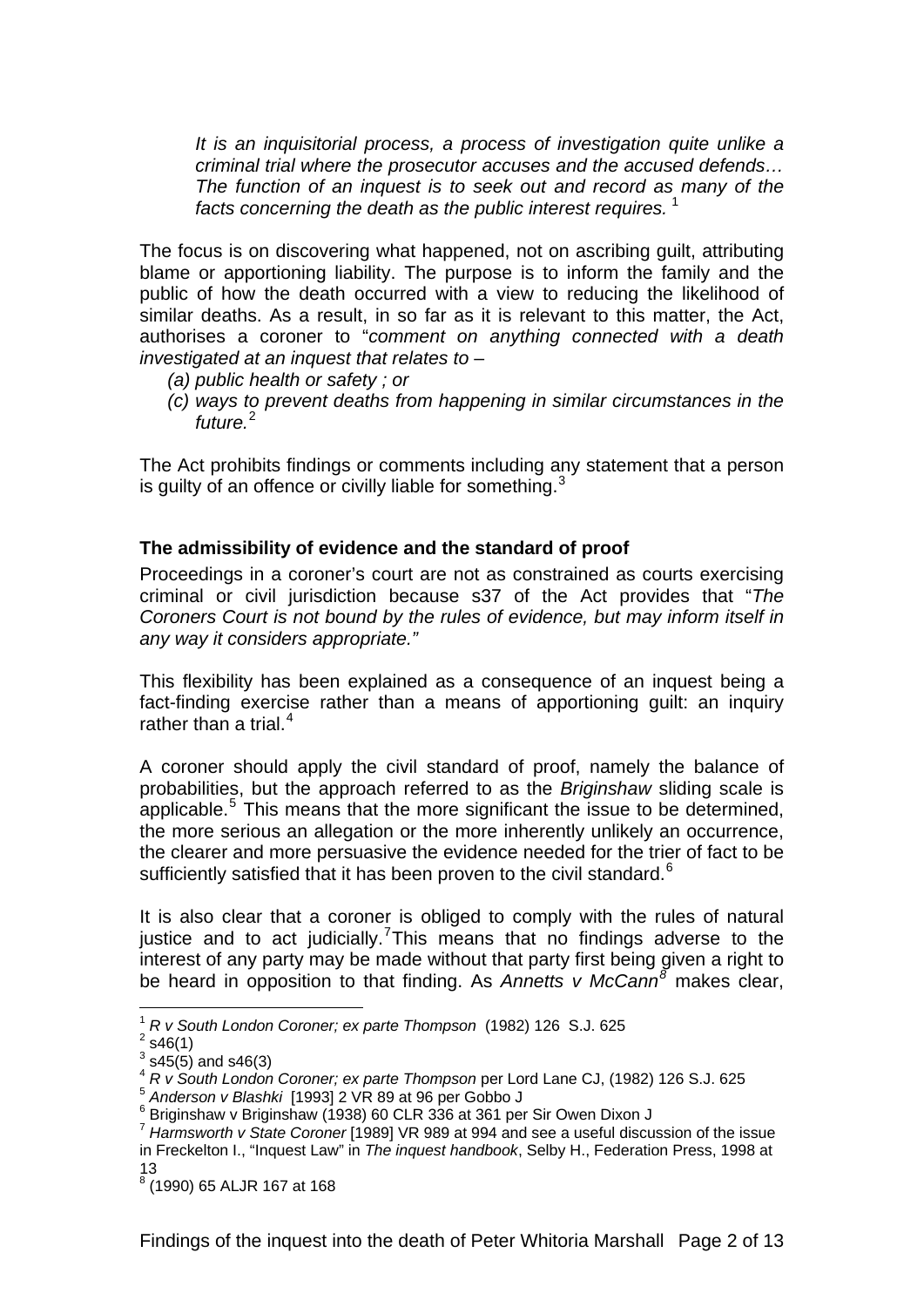> *It is an inquisitorial process, a process of investigation quite unlike a criminal trial where the prosecutor accuses and the accused defends… The function of an inquest is to seek out and record as many of the facts concerning the death as the public interest requires.* [1]

The focus is on discovering what happened, not on ascribing guilt, attributing blame or apportioning liability. The purpose is to inform the family and the public of how the death occurred with a view to reducing the likelihood of similar deaths. As a result, in so far as it is relevant to this matter, the Act, authorises a coroner to "*comment on anything connected with a death investigated at an inquest that relates to –*

- *(a) public health or safety ; or*
- *(c) ways to prevent deaths from happening in similar circumstances in the future.*[2]

The Act prohibits findings or comments including any statement that a person is guilty of an offence or civilly liable for something.[3]

### The admissibility of evidence and the standard of proof

Proceedings in a coroner's court are not as constrained as courts exercising criminal or civil jurisdiction because s37 of the Act provides that "*The Coroners Court is not bound by the rules of evidence, but may inform itself in any way it considers appropriate."*

This flexibility has been explained as a consequence of an inquest being a fact-finding exercise rather than a means of apportioning guilt: an inquiry rather than a trial.[4]

A coroner should apply the civil standard of proof, namely the balance of probabilities, but the approach referred to as the *Briginshaw* sliding scale is applicable.[5] This means that the more significant the issue to be determined, the more serious an allegation or the more inherently unlikely an occurrence, the clearer and more persuasive the evidence needed for the trier of fact to be sufficiently satisfied that it has been proven to the civil standard.[6]

It is also clear that a coroner is obliged to comply with the rules of natural justice and to act judicially.[7] This means that no findings adverse to the interest of any party may be made without that party first being given a right to be heard in opposition to that finding. As *Annetts v McCann*[8] makes clear,

---

[1] *R v South London Coroner; ex parte Thompson* (1982) 126 S.J. 625
[2] s46(1)
[3] s45(5) and s46(3)
[4] *R v South London Coroner; ex parte Thompson* per Lord Lane CJ, (1982) 126 S.J. 625
[5] *Anderson v Blashki* [1993] 2 VR 89 at 96 per Gobbo J
[6] Briginshaw v Briginshaw (1938) 60 CLR 336 at 361 per Sir Owen Dixon J
[7] *Harmsworth v State Coroner* [1989] VR 989 at 994 and see a useful discussion of the issue in Freckelton I., "Inquest Law" in *The inquest handbook*, Selby H., Federation Press, 1998 at 13
[8] (1990) 65 ALJR 167 at 168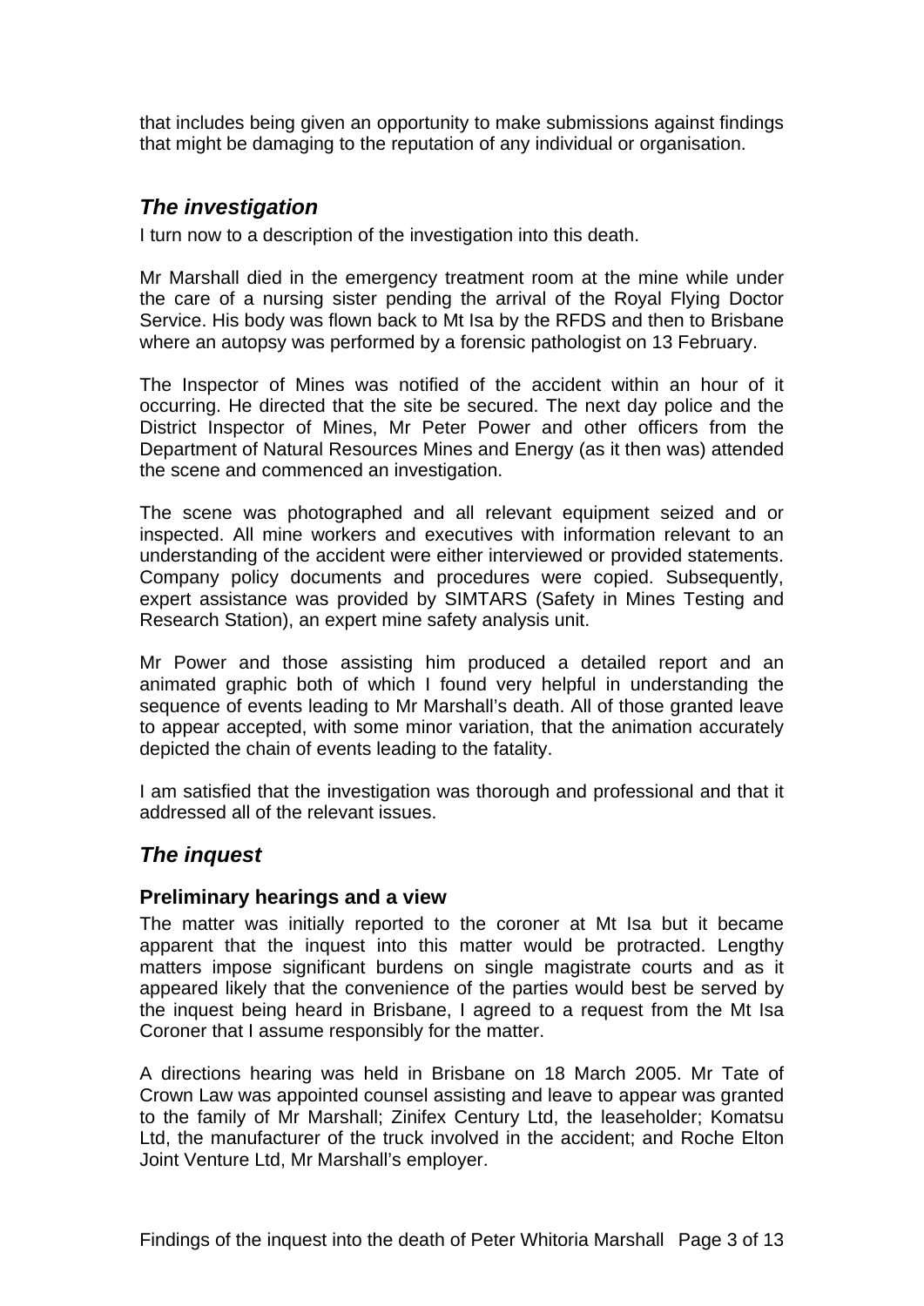that includes being given an opportunity to make submissions against findings that might be damaging to the reputation of any individual or organisation.

## *The investigation*

I turn now to a description of the investigation into this death.

Mr Marshall died in the emergency treatment room at the mine while under the care of a nursing sister pending the arrival of the Royal Flying Doctor Service. His body was flown back to Mt Isa by the RFDS and then to Brisbane where an autopsy was performed by a forensic pathologist on 13 February.

The Inspector of Mines was notified of the accident within an hour of it occurring. He directed that the site be secured. The next day police and the District Inspector of Mines, Mr Peter Power and other officers from the Department of Natural Resources Mines and Energy (as it then was) attended the scene and commenced an investigation.

The scene was photographed and all relevant equipment seized and or inspected. All mine workers and executives with information relevant to an understanding of the accident were either interviewed or provided statements. Company policy documents and procedures were copied. Subsequently, expert assistance was provided by SIMTARS (Safety in Mines Testing and Research Station), an expert mine safety analysis unit.

Mr Power and those assisting him produced a detailed report and an animated graphic both of which I found very helpful in understanding the sequence of events leading to Mr Marshall's death. All of those granted leave to appear accepted, with some minor variation, that the animation accurately depicted the chain of events leading to the fatality.

I am satisfied that the investigation was thorough and professional and that it addressed all of the relevant issues.

## *The inquest*

### Preliminary hearings and a view

The matter was initially reported to the coroner at Mt Isa but it became apparent that the inquest into this matter would be protracted. Lengthy matters impose significant burdens on single magistrate courts and as it appeared likely that the convenience of the parties would best be served by the inquest being heard in Brisbane, I agreed to a request from the Mt Isa Coroner that I assume responsibly for the matter.

A directions hearing was held in Brisbane on 18 March 2005. Mr Tate of Crown Law was appointed counsel assisting and leave to appear was granted to the family of Mr Marshall; Zinifex Century Ltd, the leaseholder; Komatsu Ltd, the manufacturer of the truck involved in the accident; and Roche Elton Joint Venture Ltd, Mr Marshall's employer.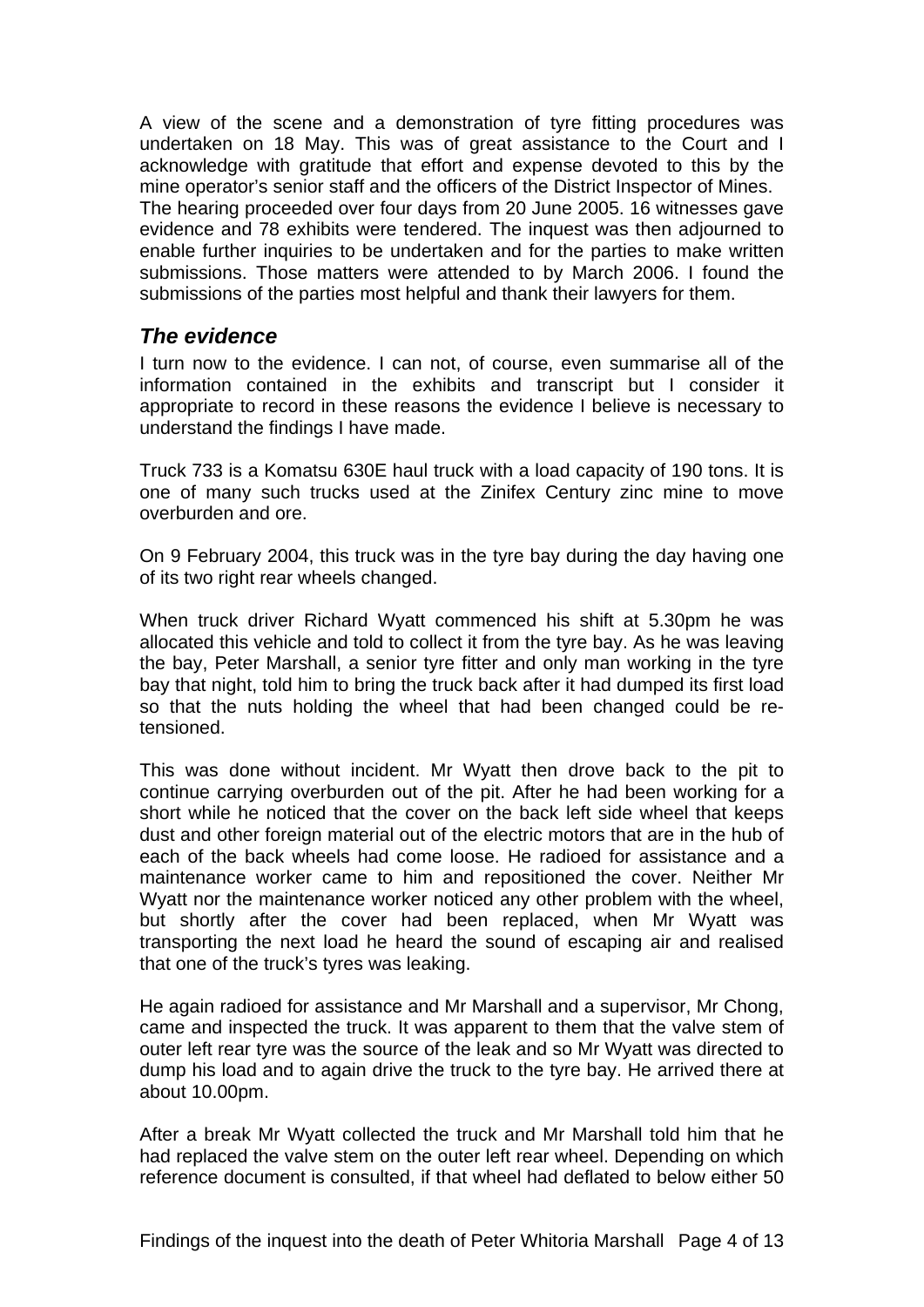A view of the scene and a demonstration of tyre fitting procedures was undertaken on 18 May. This was of great assistance to the Court and I acknowledge with gratitude that effort and expense devoted to this by the mine operator's senior staff and the officers of the District Inspector of Mines. The hearing proceeded over four days from 20 June 2005. 16 witnesses gave evidence and 78 exhibits were tendered. The inquest was then adjourned to enable further inquiries to be undertaken and for the parties to make written submissions. Those matters were attended to by March 2006. I found the submissions of the parties most helpful and thank their lawyers for them.

## *The evidence*

I turn now to the evidence. I can not, of course, even summarise all of the information contained in the exhibits and transcript but I consider it appropriate to record in these reasons the evidence I believe is necessary to understand the findings I have made.

Truck 733 is a Komatsu 630E haul truck with a load capacity of 190 tons. It is one of many such trucks used at the Zinifex Century zinc mine to move overburden and ore.

On 9 February 2004, this truck was in the tyre bay during the day having one of its two right rear wheels changed.

When truck driver Richard Wyatt commenced his shift at 5.30pm he was allocated this vehicle and told to collect it from the tyre bay. As he was leaving the bay, Peter Marshall, a senior tyre fitter and only man working in the tyre bay that night, told him to bring the truck back after it had dumped its first load so that the nuts holding the wheel that had been changed could be re-tensioned.

This was done without incident. Mr Wyatt then drove back to the pit to continue carrying overburden out of the pit. After he had been working for a short while he noticed that the cover on the back left side wheel that keeps dust and other foreign material out of the electric motors that are in the hub of each of the back wheels had come loose. He radioed for assistance and a maintenance worker came to him and repositioned the cover. Neither Mr Wyatt nor the maintenance worker noticed any other problem with the wheel, but shortly after the cover had been replaced, when Mr Wyatt was transporting the next load he heard the sound of escaping air and realised that one of the truck's tyres was leaking.

He again radioed for assistance and Mr Marshall and a supervisor, Mr Chong, came and inspected the truck. It was apparent to them that the valve stem of outer left rear tyre was the source of the leak and so Mr Wyatt was directed to dump his load and to again drive the truck to the tyre bay. He arrived there at about 10.00pm.

After a break Mr Wyatt collected the truck and Mr Marshall told him that he had replaced the valve stem on the outer left rear wheel. Depending on which reference document is consulted, if that wheel had deflated to below either 50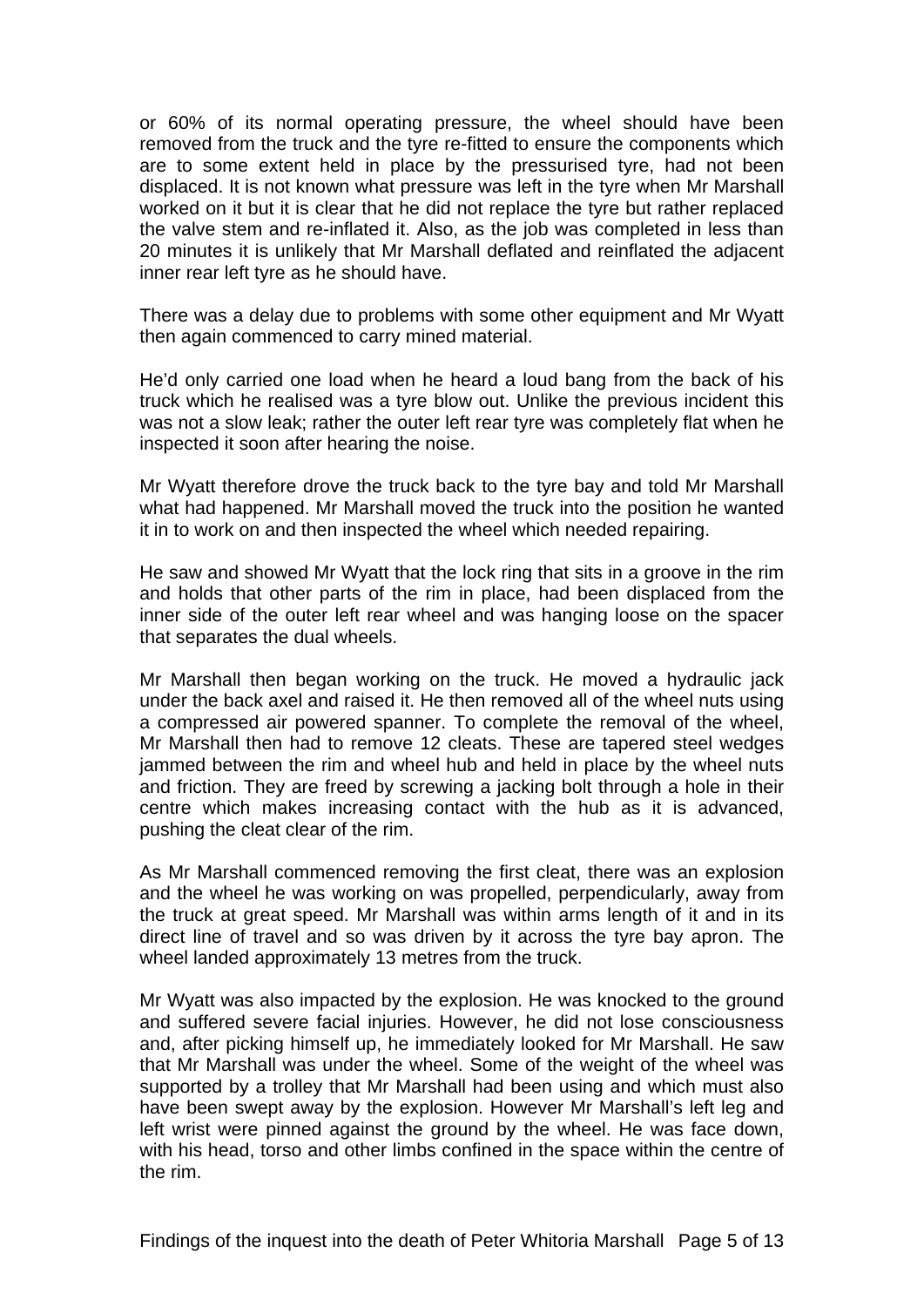or 60% of its normal operating pressure, the wheel should have been removed from the truck and the tyre re-fitted to ensure the components which are to some extent held in place by the pressurised tyre, had not been displaced. It is not known what pressure was left in the tyre when Mr Marshall worked on it but it is clear that he did not replace the tyre but rather replaced the valve stem and re-inflated it. Also, as the job was completed in less than 20 minutes it is unlikely that Mr Marshall deflated and reinflated the adjacent inner rear left tyre as he should have.

There was a delay due to problems with some other equipment and Mr Wyatt then again commenced to carry mined material.

He'd only carried one load when he heard a loud bang from the back of his truck which he realised was a tyre blow out. Unlike the previous incident this was not a slow leak; rather the outer left rear tyre was completely flat when he inspected it soon after hearing the noise.

Mr Wyatt therefore drove the truck back to the tyre bay and told Mr Marshall what had happened. Mr Marshall moved the truck into the position he wanted it in to work on and then inspected the wheel which needed repairing.

He saw and showed Mr Wyatt that the lock ring that sits in a groove in the rim and holds that other parts of the rim in place, had been displaced from the inner side of the outer left rear wheel and was hanging loose on the spacer that separates the dual wheels.

Mr Marshall then began working on the truck. He moved a hydraulic jack under the back axel and raised it. He then removed all of the wheel nuts using a compressed air powered spanner. To complete the removal of the wheel, Mr Marshall then had to remove 12 cleats. These are tapered steel wedges jammed between the rim and wheel hub and held in place by the wheel nuts and friction. They are freed by screwing a jacking bolt through a hole in their centre which makes increasing contact with the hub as it is advanced, pushing the cleat clear of the rim.

As Mr Marshall commenced removing the first cleat, there was an explosion and the wheel he was working on was propelled, perpendicularly, away from the truck at great speed. Mr Marshall was within arms length of it and in its direct line of travel and so was driven by it across the tyre bay apron. The wheel landed approximately 13 metres from the truck.

Mr Wyatt was also impacted by the explosion. He was knocked to the ground and suffered severe facial injuries. However, he did not lose consciousness and, after picking himself up, he immediately looked for Mr Marshall. He saw that Mr Marshall was under the wheel. Some of the weight of the wheel was supported by a trolley that Mr Marshall had been using and which must also have been swept away by the explosion. However Mr Marshall's left leg and left wrist were pinned against the ground by the wheel. He was face down, with his head, torso and other limbs confined in the space within the centre of the rim.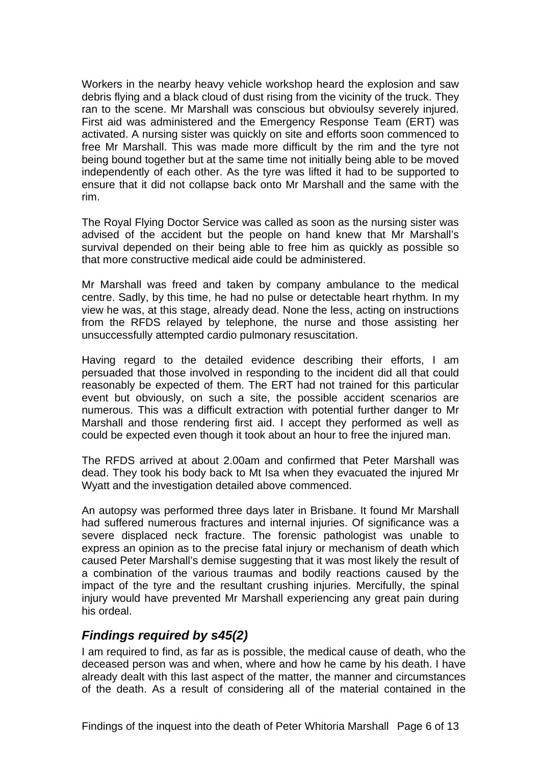Workers in the nearby heavy vehicle workshop heard the explosion and saw debris flying and a black cloud of dust rising from the vicinity of the truck. They ran to the scene. Mr Marshall was conscious but obvioulsy severely injured. First aid was administered and the Emergency Response Team (ERT) was activated. A nursing sister was quickly on site and efforts soon commenced to free Mr Marshall. This was made more difficult by the rim and the tyre not being bound together but at the same time not initially being able to be moved independently of each other. As the tyre was lifted it had to be supported to ensure that it did not collapse back onto Mr Marshall and the same with the rim.

The Royal Flying Doctor Service was called as soon as the nursing sister was advised of the accident but the people on hand knew that Mr Marshall's survival depended on their being able to free him as quickly as possible so that more constructive medical aide could be administered.

Mr Marshall was freed and taken by company ambulance to the medical centre. Sadly, by this time, he had no pulse or detectable heart rhythm. In my view he was, at this stage, already dead. None the less, acting on instructions from the RFDS relayed by telephone, the nurse and those assisting her unsuccessfully attempted cardio pulmonary resuscitation.

Having regard to the detailed evidence describing their efforts, I am persuaded that those involved in responding to the incident did all that could reasonably be expected of them. The ERT had not trained for this particular event but obviously, on such a site, the possible accident scenarios are numerous. This was a difficult extraction with potential further danger to Mr Marshall and those rendering first aid. I accept they performed as well as could be expected even though it took about an hour to free the injured man.

The RFDS arrived at about 2.00am and confirmed that Peter Marshall was dead. They took his body back to Mt Isa when they evacuated the injured Mr Wyatt and the investigation detailed above commenced.

An autopsy was performed three days later in Brisbane. It found Mr Marshall had suffered numerous fractures and internal injuries. Of significance was a severe displaced neck fracture. The forensic pathologist was unable to express an opinion as to the precise fatal injury or mechanism of death which caused Peter Marshall's demise suggesting that it was most likely the result of a combination of the various traumas and bodily reactions caused by the impact of the tyre and the resultant crushing injuries. Mercifully, the spinal injury would have prevented Mr Marshall experiencing any great pain during his ordeal.

## *Findings required by s45(2)*

I am required to find, as far as is possible, the medical cause of death, who the deceased person was and when, where and how he came by his death. I have already dealt with this last aspect of the matter, the manner and circumstances of the death. As a result of considering all of the material contained in the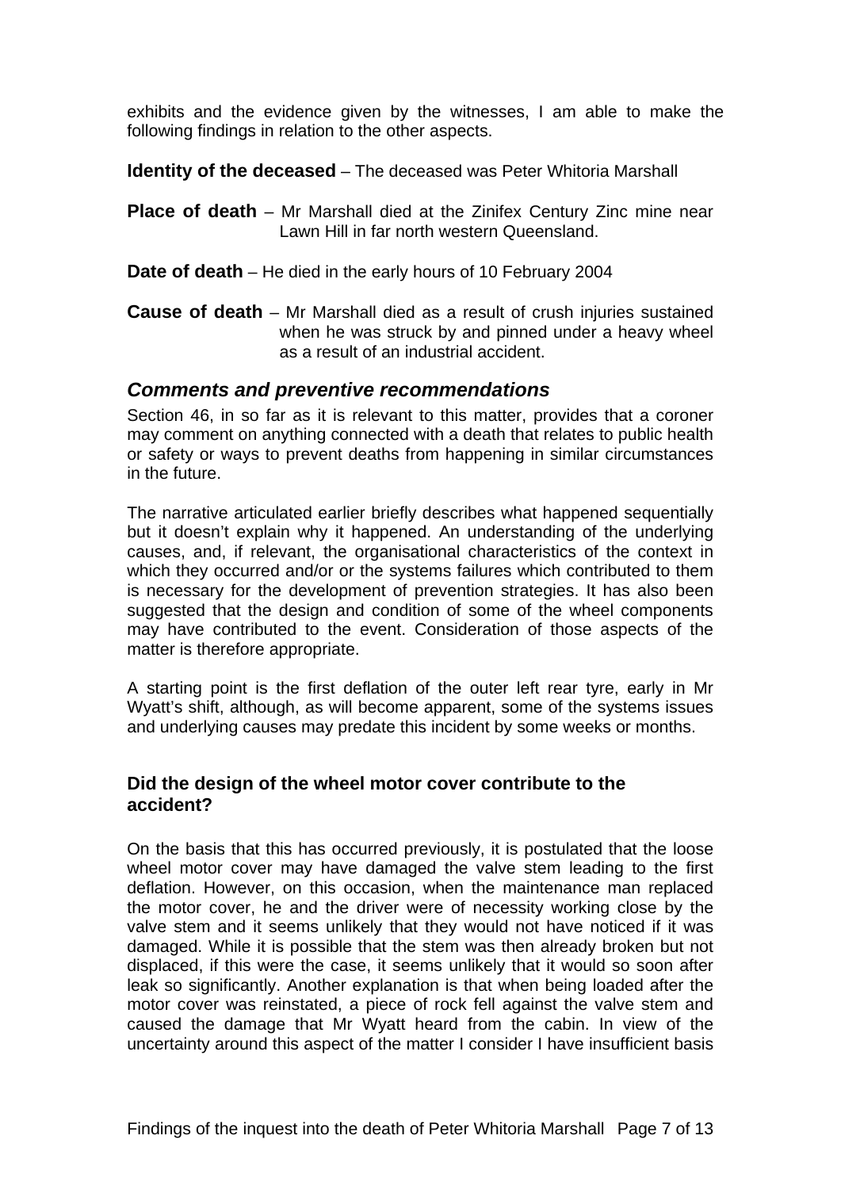exhibits and the evidence given by the witnesses, I am able to make the following findings in relation to the other aspects.

**Identity of the deceased** – The deceased was Peter Whitoria Marshall

**Place of death** – Mr Marshall died at the Zinifex Century Zinc mine near Lawn Hill in far north western Queensland.

**Date of death** – He died in the early hours of 10 February 2004

**Cause of death** – Mr Marshall died as a result of crush injuries sustained when he was struck by and pinned under a heavy wheel as a result of an industrial accident.

## *Comments and preventive recommendations*

Section 46, in so far as it is relevant to this matter, provides that a coroner may comment on anything connected with a death that relates to public health or safety or ways to prevent deaths from happening in similar circumstances in the future.

The narrative articulated earlier briefly describes what happened sequentially but it doesn't explain why it happened. An understanding of the underlying causes, and, if relevant, the organisational characteristics of the context in which they occurred and/or or the systems failures which contributed to them is necessary for the development of prevention strategies. It has also been suggested that the design and condition of some of the wheel components may have contributed to the event. Consideration of those aspects of the matter is therefore appropriate.

A starting point is the first deflation of the outer left rear tyre, early in Mr Wyatt's shift, although, as will become apparent, some of the systems issues and underlying causes may predate this incident by some weeks or months.

### Did the design of the wheel motor cover contribute to the accident?

On the basis that this has occurred previously, it is postulated that the loose wheel motor cover may have damaged the valve stem leading to the first deflation. However, on this occasion, when the maintenance man replaced the motor cover, he and the driver were of necessity working close by the valve stem and it seems unlikely that they would not have noticed if it was damaged. While it is possible that the stem was then already broken but not displaced, if this were the case, it seems unlikely that it would so soon after leak so significantly. Another explanation is that when being loaded after the motor cover was reinstated, a piece of rock fell against the valve stem and caused the damage that Mr Wyatt heard from the cabin. In view of the uncertainty around this aspect of the matter I consider I have insufficient basis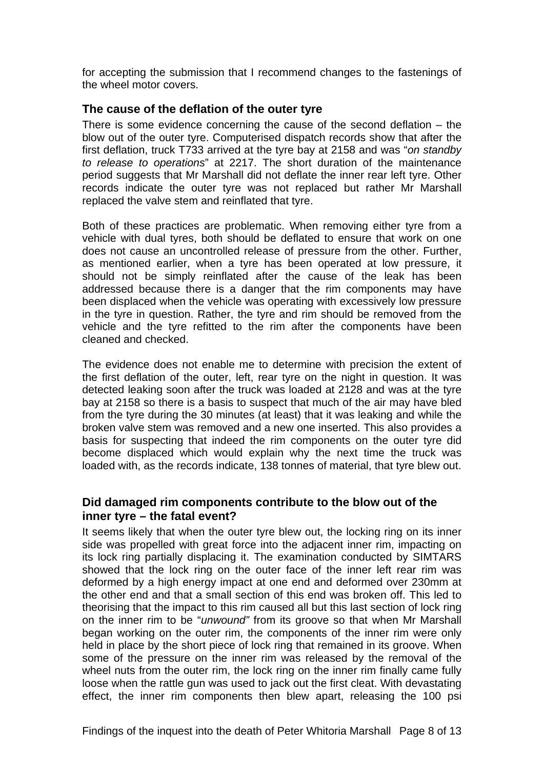for accepting the submission that I recommend changes to the fastenings of the wheel motor covers.

### The cause of the deflation of the outer tyre

There is some evidence concerning the cause of the second deflation – the blow out of the outer tyre. Computerised dispatch records show that after the first deflation, truck T733 arrived at the tyre bay at 2158 and was "*on standby to release to operations*" at 2217. The short duration of the maintenance period suggests that Mr Marshall did not deflate the inner rear left tyre. Other records indicate the outer tyre was not replaced but rather Mr Marshall replaced the valve stem and reinflated that tyre.

Both of these practices are problematic. When removing either tyre from a vehicle with dual tyres, both should be deflated to ensure that work on one does not cause an uncontrolled release of pressure from the other. Further, as mentioned earlier, when a tyre has been operated at low pressure, it should not be simply reinflated after the cause of the leak has been addressed because there is a danger that the rim components may have been displaced when the vehicle was operating with excessively low pressure in the tyre in question. Rather, the tyre and rim should be removed from the vehicle and the tyre refitted to the rim after the components have been cleaned and checked.

The evidence does not enable me to determine with precision the extent of the first deflation of the outer, left, rear tyre on the night in question. It was detected leaking soon after the truck was loaded at 2128 and was at the tyre bay at 2158 so there is a basis to suspect that much of the air may have bled from the tyre during the 30 minutes (at least) that it was leaking and while the broken valve stem was removed and a new one inserted. This also provides a basis for suspecting that indeed the rim components on the outer tyre did become displaced which would explain why the next time the truck was loaded with, as the records indicate, 138 tonnes of material, that tyre blew out.

### Did damaged rim components contribute to the blow out of the inner tyre – the fatal event?

It seems likely that when the outer tyre blew out, the locking ring on its inner side was propelled with great force into the adjacent inner rim, impacting on its lock ring partially displacing it. The examination conducted by SIMTARS showed that the lock ring on the outer face of the inner left rear rim was deformed by a high energy impact at one end and deformed over 230mm at the other end and that a small section of this end was broken off. This led to theorising that the impact to this rim caused all but this last section of lock ring on the inner rim to be "*unwound"* from its groove so that when Mr Marshall began working on the outer rim, the components of the inner rim were only held in place by the short piece of lock ring that remained in its groove. When some of the pressure on the inner rim was released by the removal of the wheel nuts from the outer rim, the lock ring on the inner rim finally came fully loose when the rattle gun was used to jack out the first cleat. With devastating effect, the inner rim components then blew apart, releasing the 100 psi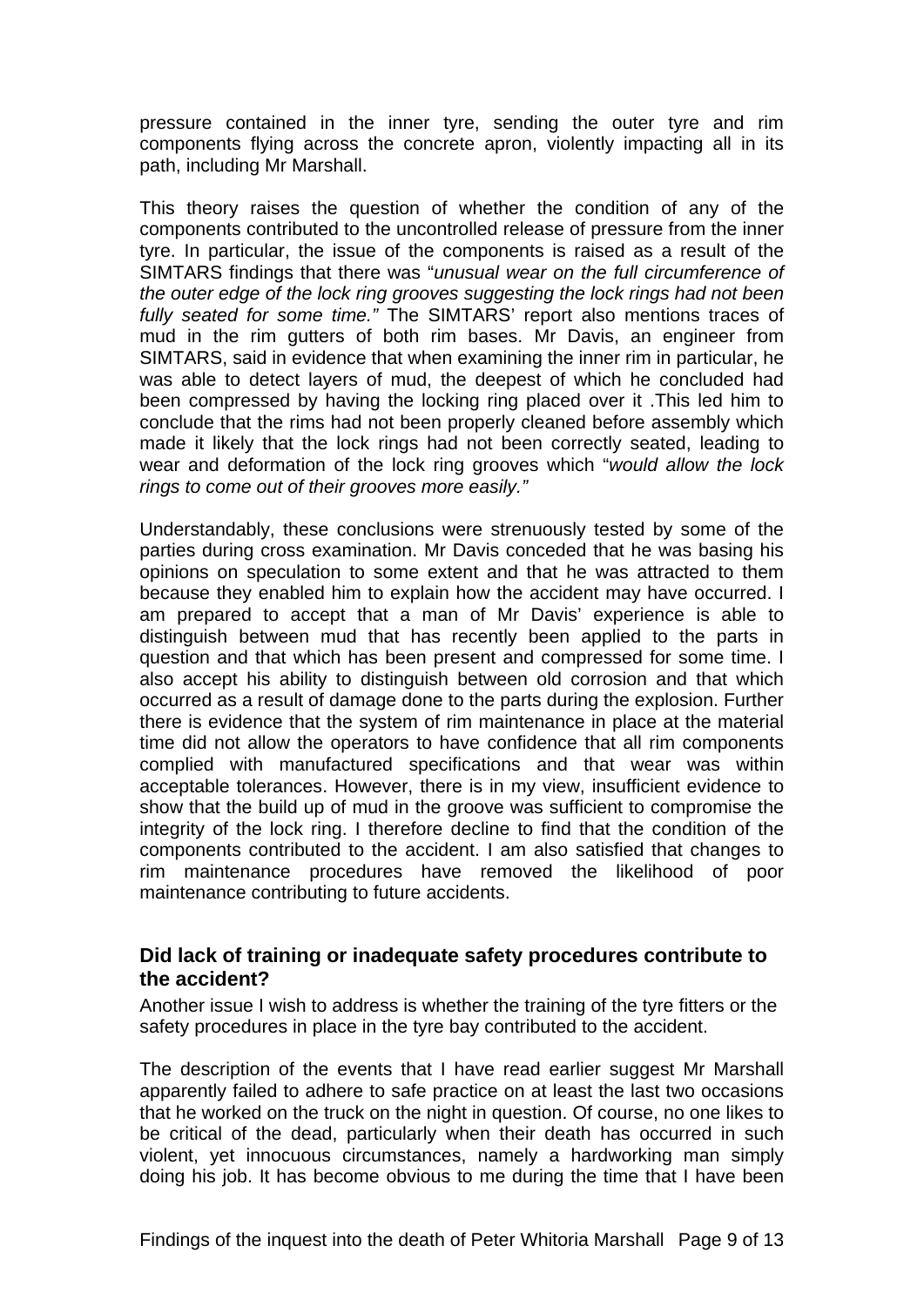pressure contained in the inner tyre, sending the outer tyre and rim components flying across the concrete apron, violently impacting all in its path, including Mr Marshall.

This theory raises the question of whether the condition of any of the components contributed to the uncontrolled release of pressure from the inner tyre. In particular, the issue of the components is raised as a result of the SIMTARS findings that there was "*unusual wear on the full circumference of the outer edge of the lock ring grooves suggesting the lock rings had not been fully seated for some time."* The SIMTARS' report also mentions traces of mud in the rim gutters of both rim bases. Mr Davis, an engineer from SIMTARS, said in evidence that when examining the inner rim in particular, he was able to detect layers of mud, the deepest of which he concluded had been compressed by having the locking ring placed over it .This led him to conclude that the rims had not been properly cleaned before assembly which made it likely that the lock rings had not been correctly seated, leading to wear and deformation of the lock ring grooves which "*would allow the lock rings to come out of their grooves more easily."*

Understandably, these conclusions were strenuously tested by some of the parties during cross examination. Mr Davis conceded that he was basing his opinions on speculation to some extent and that he was attracted to them because they enabled him to explain how the accident may have occurred. I am prepared to accept that a man of Mr Davis' experience is able to distinguish between mud that has recently been applied to the parts in question and that which has been present and compressed for some time. I also accept his ability to distinguish between old corrosion and that which occurred as a result of damage done to the parts during the explosion. Further there is evidence that the system of rim maintenance in place at the material time did not allow the operators to have confidence that all rim components complied with manufactured specifications and that wear was within acceptable tolerances. However, there is in my view, insufficient evidence to show that the build up of mud in the groove was sufficient to compromise the integrity of the lock ring. I therefore decline to find that the condition of the components contributed to the accident. I am also satisfied that changes to rim maintenance procedures have removed the likelihood of poor maintenance contributing to future accidents.

### Did lack of training or inadequate safety procedures contribute to the accident?

Another issue I wish to address is whether the training of the tyre fitters or the safety procedures in place in the tyre bay contributed to the accident.

The description of the events that I have read earlier suggest Mr Marshall apparently failed to adhere to safe practice on at least the last two occasions that he worked on the truck on the night in question. Of course, no one likes to be critical of the dead, particularly when their death has occurred in such violent, yet innocuous circumstances, namely a hardworking man simply doing his job. It has become obvious to me during the time that I have been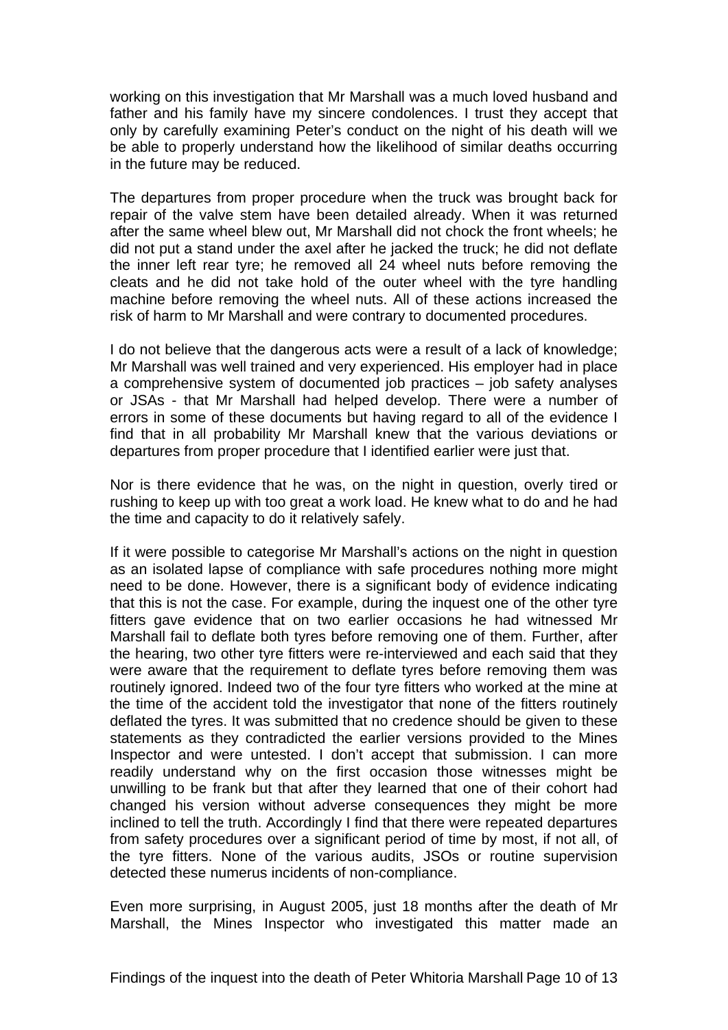working on this investigation that Mr Marshall was a much loved husband and father and his family have my sincere condolences. I trust they accept that only by carefully examining Peter's conduct on the night of his death will we be able to properly understand how the likelihood of similar deaths occurring in the future may be reduced.

The departures from proper procedure when the truck was brought back for repair of the valve stem have been detailed already. When it was returned after the same wheel blew out, Mr Marshall did not chock the front wheels; he did not put a stand under the axel after he jacked the truck; he did not deflate the inner left rear tyre; he removed all 24 wheel nuts before removing the cleats and he did not take hold of the outer wheel with the tyre handling machine before removing the wheel nuts. All of these actions increased the risk of harm to Mr Marshall and were contrary to documented procedures.

I do not believe that the dangerous acts were a result of a lack of knowledge; Mr Marshall was well trained and very experienced. His employer had in place a comprehensive system of documented job practices – job safety analyses or JSAs - that Mr Marshall had helped develop. There were a number of errors in some of these documents but having regard to all of the evidence I find that in all probability Mr Marshall knew that the various deviations or departures from proper procedure that I identified earlier were just that.

Nor is there evidence that he was, on the night in question, overly tired or rushing to keep up with too great a work load. He knew what to do and he had the time and capacity to do it relatively safely.

If it were possible to categorise Mr Marshall's actions on the night in question as an isolated lapse of compliance with safe procedures nothing more might need to be done. However, there is a significant body of evidence indicating that this is not the case. For example, during the inquest one of the other tyre fitters gave evidence that on two earlier occasions he had witnessed Mr Marshall fail to deflate both tyres before removing one of them. Further, after the hearing, two other tyre fitters were re-interviewed and each said that they were aware that the requirement to deflate tyres before removing them was routinely ignored. Indeed two of the four tyre fitters who worked at the mine at the time of the accident told the investigator that none of the fitters routinely deflated the tyres. It was submitted that no credence should be given to these statements as they contradicted the earlier versions provided to the Mines Inspector and were untested. I don't accept that submission. I can more readily understand why on the first occasion those witnesses might be unwilling to be frank but that after they learned that one of their cohort had changed his version without adverse consequences they might be more inclined to tell the truth. Accordingly I find that there were repeated departures from safety procedures over a significant period of time by most, if not all, of the tyre fitters. None of the various audits, JSOs or routine supervision detected these numerus incidents of non-compliance.

Even more surprising, in August 2005, just 18 months after the death of Mr Marshall, the Mines Inspector who investigated this matter made an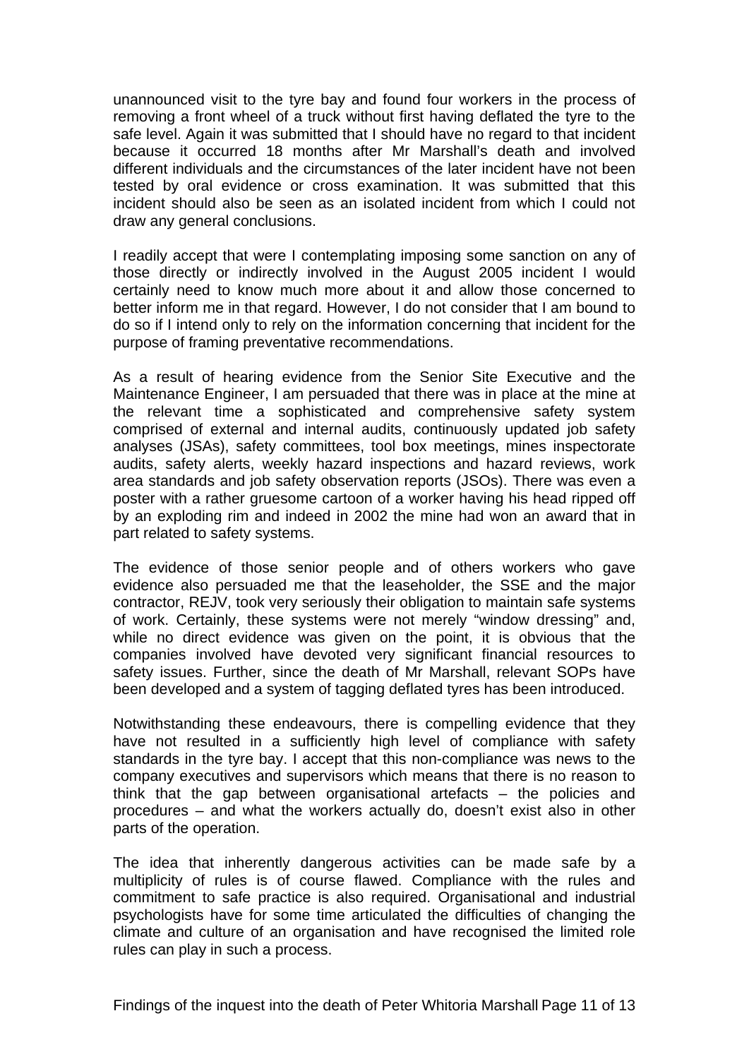unannounced visit to the tyre bay and found four workers in the process of removing a front wheel of a truck without first having deflated the tyre to the safe level. Again it was submitted that I should have no regard to that incident because it occurred 18 months after Mr Marshall's death and involved different individuals and the circumstances of the later incident have not been tested by oral evidence or cross examination. It was submitted that this incident should also be seen as an isolated incident from which I could not draw any general conclusions.

I readily accept that were I contemplating imposing some sanction on any of those directly or indirectly involved in the August 2005 incident I would certainly need to know much more about it and allow those concerned to better inform me in that regard. However, I do not consider that I am bound to do so if I intend only to rely on the information concerning that incident for the purpose of framing preventative recommendations.

As a result of hearing evidence from the Senior Site Executive and the Maintenance Engineer, I am persuaded that there was in place at the mine at the relevant time a sophisticated and comprehensive safety system comprised of external and internal audits, continuously updated job safety analyses (JSAs), safety committees, tool box meetings, mines inspectorate audits, safety alerts, weekly hazard inspections and hazard reviews, work area standards and job safety observation reports (JSOs). There was even a poster with a rather gruesome cartoon of a worker having his head ripped off by an exploding rim and indeed in 2002 the mine had won an award that in part related to safety systems.

The evidence of those senior people and of others workers who gave evidence also persuaded me that the leaseholder, the SSE and the major contractor, REJV, took very seriously their obligation to maintain safe systems of work. Certainly, these systems were not merely "window dressing" and, while no direct evidence was given on the point, it is obvious that the companies involved have devoted very significant financial resources to safety issues. Further, since the death of Mr Marshall, relevant SOPs have been developed and a system of tagging deflated tyres has been introduced.

Notwithstanding these endeavours, there is compelling evidence that they have not resulted in a sufficiently high level of compliance with safety standards in the tyre bay. I accept that this non-compliance was news to the company executives and supervisors which means that there is no reason to think that the gap between organisational artefacts – the policies and procedures – and what the workers actually do, doesn't exist also in other parts of the operation.

The idea that inherently dangerous activities can be made safe by a multiplicity of rules is of course flawed. Compliance with the rules and commitment to safe practice is also required. Organisational and industrial psychologists have for some time articulated the difficulties of changing the climate and culture of an organisation and have recognised the limited role rules can play in such a process.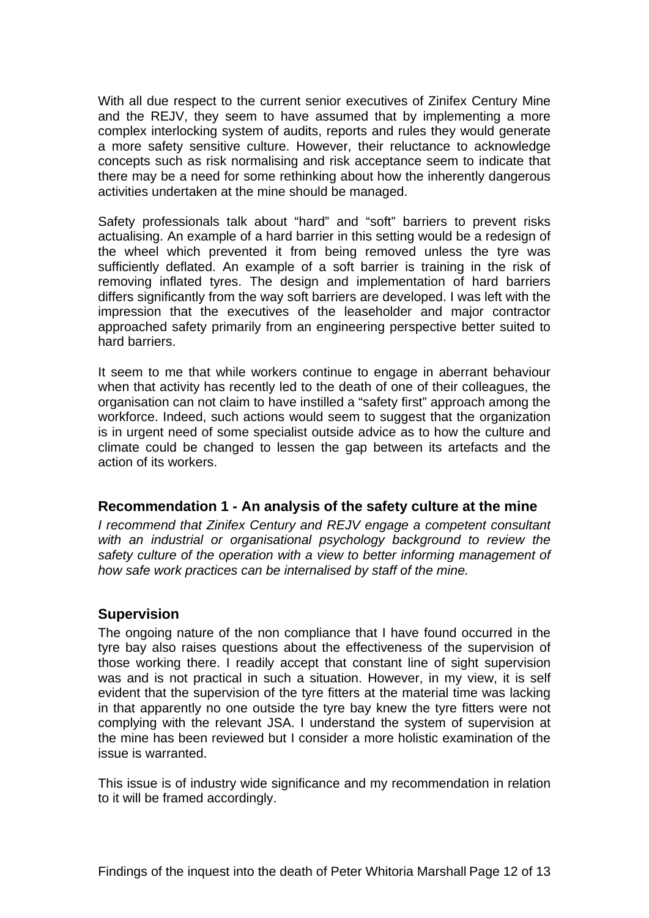With all due respect to the current senior executives of Zinifex Century Mine and the REJV, they seem to have assumed that by implementing a more complex interlocking system of audits, reports and rules they would generate a more safety sensitive culture. However, their reluctance to acknowledge concepts such as risk normalising and risk acceptance seem to indicate that there may be a need for some rethinking about how the inherently dangerous activities undertaken at the mine should be managed.

Safety professionals talk about "hard" and "soft" barriers to prevent risks actualising. An example of a hard barrier in this setting would be a redesign of the wheel which prevented it from being removed unless the tyre was sufficiently deflated. An example of a soft barrier is training in the risk of removing inflated tyres. The design and implementation of hard barriers differs significantly from the way soft barriers are developed. I was left with the impression that the executives of the leaseholder and major contractor approached safety primarily from an engineering perspective better suited to hard barriers.

It seem to me that while workers continue to engage in aberrant behaviour when that activity has recently led to the death of one of their colleagues, the organisation can not claim to have instilled a "safety first" approach among the workforce. Indeed, such actions would seem to suggest that the organization is in urgent need of some specialist outside advice as to how the culture and climate could be changed to lessen the gap between its artefacts and the action of its workers.

### Recommendation 1 - An analysis of the safety culture at the mine

*I recommend that Zinifex Century and REJV engage a competent consultant with an industrial or organisational psychology background to review the safety culture of the operation with a view to better informing management of how safe work practices can be internalised by staff of the mine.*

### Supervision

The ongoing nature of the non compliance that I have found occurred in the tyre bay also raises questions about the effectiveness of the supervision of those working there. I readily accept that constant line of sight supervision was and is not practical in such a situation. However, in my view, it is self evident that the supervision of the tyre fitters at the material time was lacking in that apparently no one outside the tyre bay knew the tyre fitters were not complying with the relevant JSA. I understand the system of supervision at the mine has been reviewed but I consider a more holistic examination of the issue is warranted.

This issue is of industry wide significance and my recommendation in relation to it will be framed accordingly.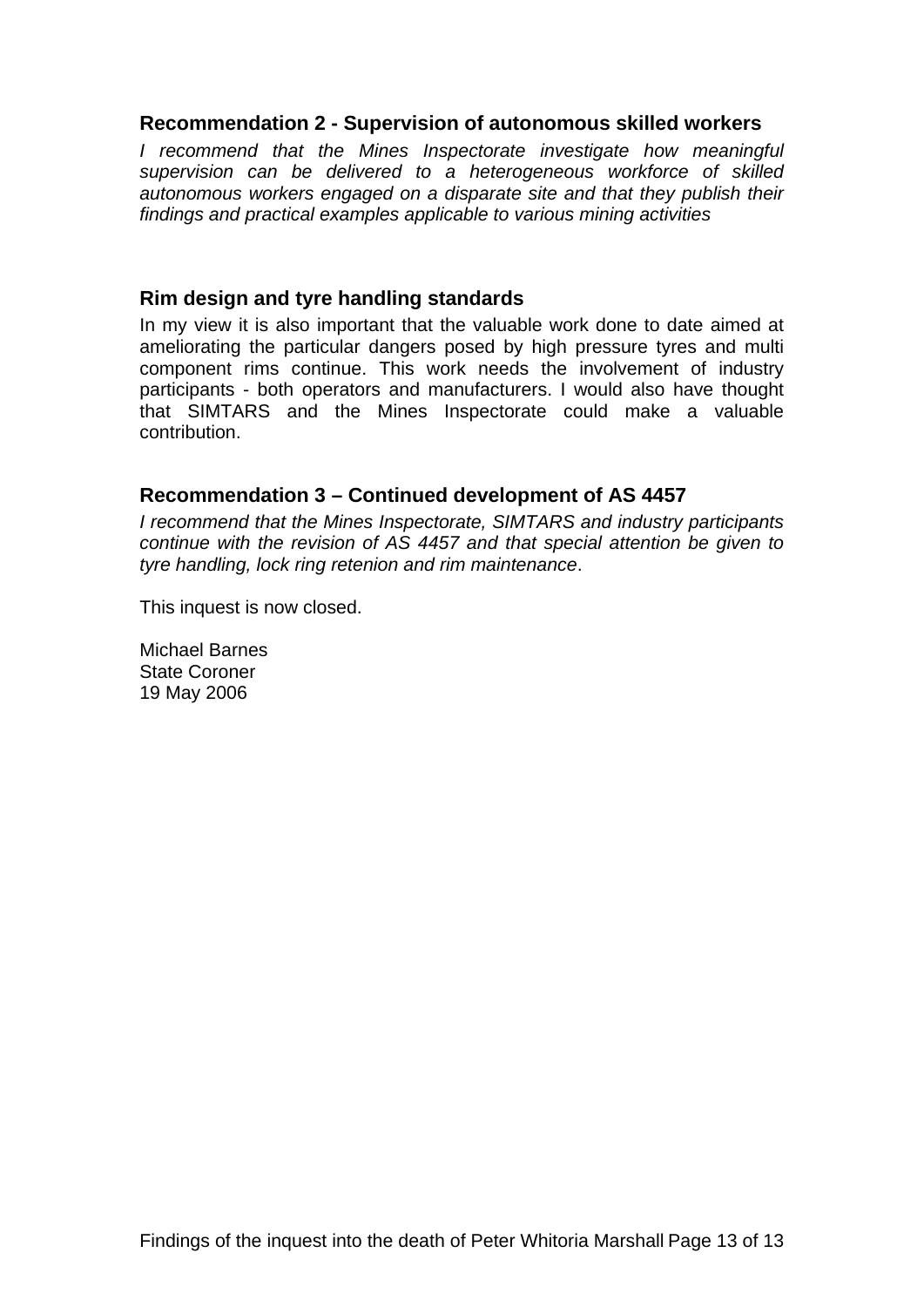### Recommendation 2 - Supervision of autonomous skilled workers

*I recommend that the Mines Inspectorate investigate how meaningful supervision can be delivered to a heterogeneous workforce of skilled autonomous workers engaged on a disparate site and that they publish their findings and practical examples applicable to various mining activities*

### Rim design and tyre handling standards

In my view it is also important that the valuable work done to date aimed at ameliorating the particular dangers posed by high pressure tyres and multi component rims continue. This work needs the involvement of industry participants - both operators and manufacturers. I would also have thought that SIMTARS and the Mines Inspectorate could make a valuable contribution.

### Recommendation 3 – Continued development of AS 4457

*I recommend that the Mines Inspectorate, SIMTARS and industry participants continue with the revision of AS 4457 and that special attention be given to tyre handling, lock ring retenion and rim maintenance*.

This inquest is now closed.

Michael Barnes
State Coroner
19 May 2006